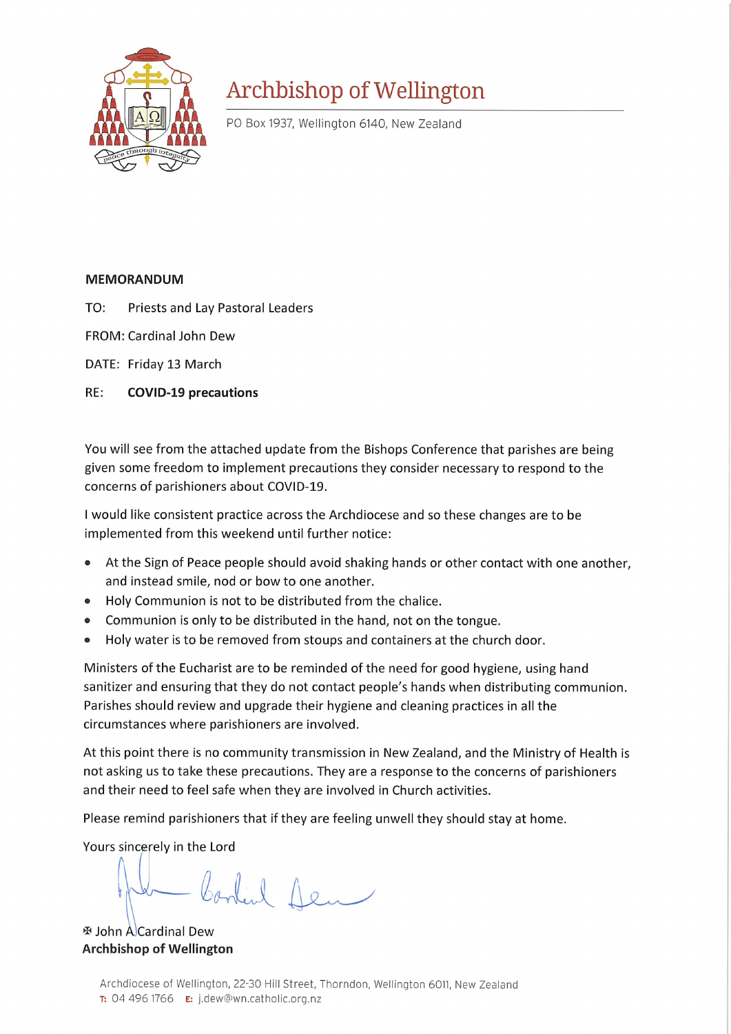# Archbishop of Wellington

PO Box 1937, Wellington 6140, New Zealand

**MEMORANDUM**

TO: Priests and Lay Pastoral Leaders

FROM: Cardinal John Dew

DATE: Friday 13 March

RE: **COVID-19 precautions**

You will see from the attached update from the Bishops Conference that parishes are being given some freedom to implement precautions they consider necessary to respond to the concerns of parishioners about COVID-19.

I would like consistent practice across the Archdiocese and so these changes are to be implemented from this weekend until further notice:

- At the Sign of Peace people should avoid shaking hands or other contact with one another, and instead smile, nod or bow to one another.
- Holy Communion is not to be distributed from the chalice.
- Communion is only to be distributed in the hand, not on the tongue.
- Holy water is to be removed from stoups and containers at the church door.

Ministers of the Eucharist are to be reminded of the need for good hygiene, using hand sanitizer and ensuring that they do not contact people's hands when distributing communion. Parishes should review and upgrade their hygiene and cleaning practices in all the circumstances where parishioners are involved.

At this point there is no community transmission in New Zealand, and the Ministry of Health is not asking us to take these precautions. They are a response to the concerns of parishioners and their need to feel safe when they are involved in Church activities.

Please remind parishioners that if they are feeling unwell they should stay at home.

Yours sincerely in the Lord

✠ John A Cardinal Dew
**Archbishop of Wellington**

Archdiocese of Wellington, 22-30 Hill Street, Thorndon, Wellington 6011, New Zealand
T: 04 496 1766 E: j.dew@wn.catholic.org.nz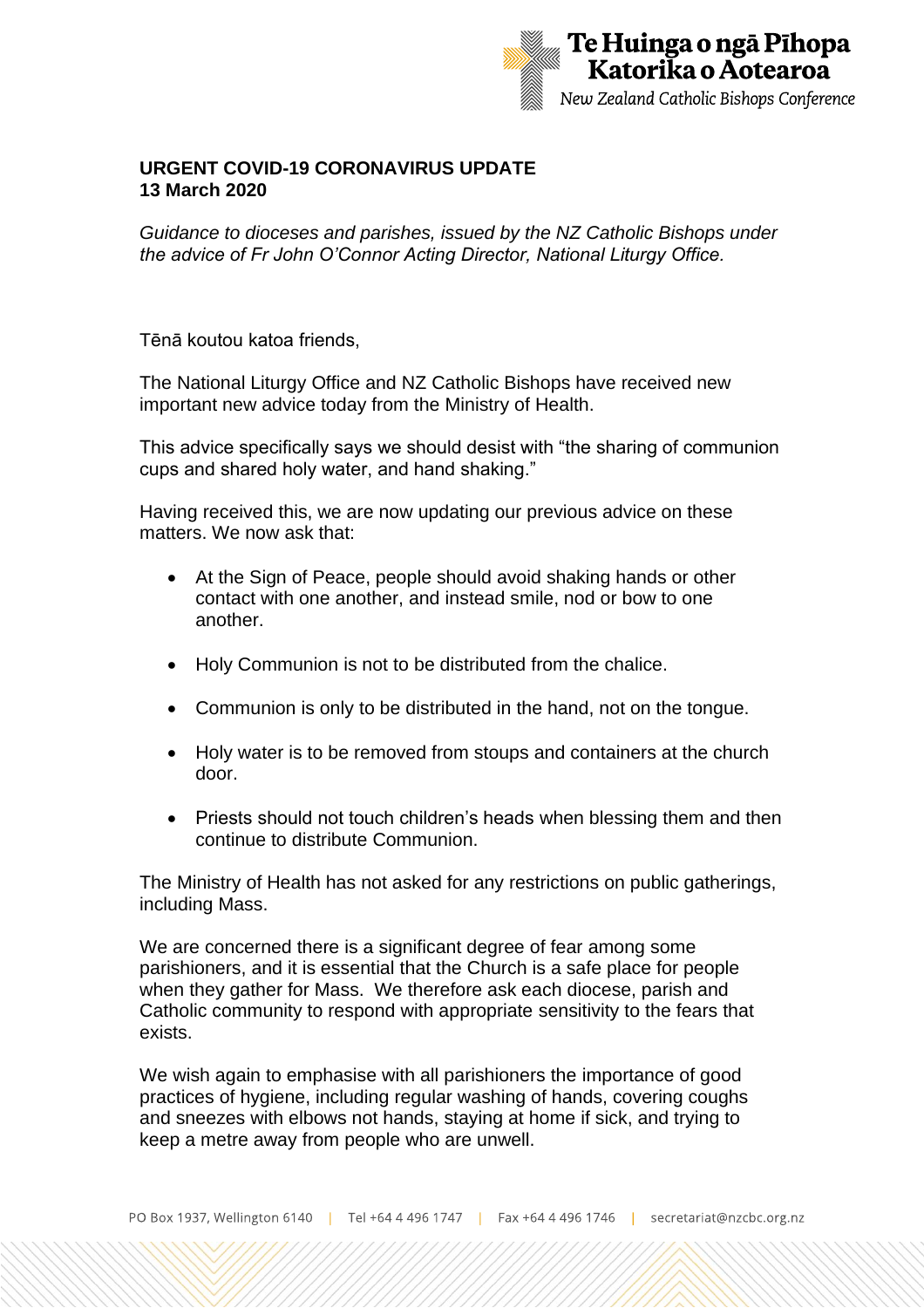**URGENT COVID-19 CORONAVIRUS UPDATE**
**13 March 2020**

*Guidance to dioceses and parishes, issued by the NZ Catholic Bishops under the advice of Fr John O'Connor Acting Director, National Liturgy Office.*

Tēnā koutou katoa friends,

The National Liturgy Office and NZ Catholic Bishops have received new important new advice today from the Ministry of Health.

This advice specifically says we should desist with "the sharing of communion cups and shared holy water, and hand shaking."

Having received this, we are now updating our previous advice on these matters. We now ask that:

- At the Sign of Peace, people should avoid shaking hands or other contact with one another, and instead smile, nod or bow to one another.
- Holy Communion is not to be distributed from the chalice.
- Communion is only to be distributed in the hand, not on the tongue.
- Holy water is to be removed from stoups and containers at the church door.
- Priests should not touch children's heads when blessing them and then continue to distribute Communion.

The Ministry of Health has not asked for any restrictions on public gatherings, including Mass.

We are concerned there is a significant degree of fear among some parishioners, and it is essential that the Church is a safe place for people when they gather for Mass. We therefore ask each diocese, parish and Catholic community to respond with appropriate sensitivity to the fears that exists.

We wish again to emphasise with all parishioners the importance of good practices of hygiene, including regular washing of hands, covering coughs and sneezes with elbows not hands, staying at home if sick, and trying to keep a metre away from people who are unwell.